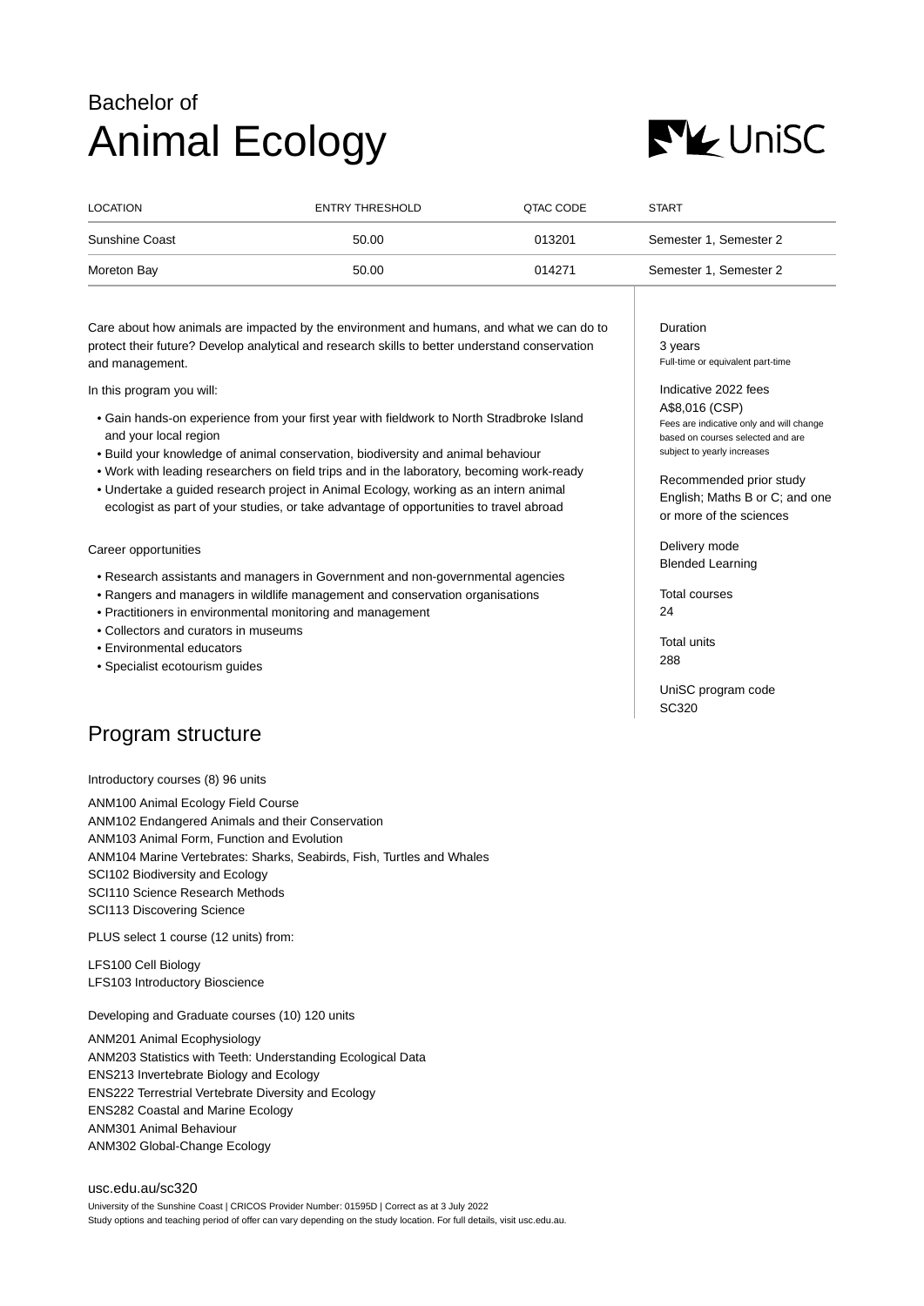Bachelor of

# Animal Ecology

| LOCATION | ENTRY THRESHOLD | QTAC CODE | START |
|---|---|---|---|
| Sunshine Coast | 50.00 | 013201 | Semester 1, Semester 2 |
| Moreton Bay | 50.00 | 014271 | Semester 1, Semester 2 |

Care about how animals are impacted by the environment and humans, and what we can do to protect their future? Develop analytical and research skills to better understand conservation and management.

In this program you will:

- Gain hands-on experience from your first year with fieldwork to North Stradbroke Island and your local region
- Build your knowledge of animal conservation, biodiversity and animal behaviour
- Work with leading researchers on field trips and in the laboratory, becoming work-ready
- Undertake a guided research project in Animal Ecology, working as an intern animal ecologist as part of your studies, or take advantage of opportunities to travel abroad

Career opportunities

- Research assistants and managers in Government and non-governmental agencies
- Rangers and managers in wildlife management and conservation organisations
- Practitioners in environmental monitoring and management
- Collectors and curators in museums
- Environmental educators
- Specialist ecotourism guides

Duration
3 years
Full-time or equivalent part-time

Indicative 2022 fees
A$8,016 (CSP)
Fees are indicative only and will change based on courses selected and are subject to yearly increases

Recommended prior study
English; Maths B or C; and one or more of the sciences

Delivery mode
Blended Learning

Total courses
24

Total units
288

UniSC program code
SC320

## Program structure

Introductory courses (8) 96 units

ANM100 Animal Ecology Field Course
ANM102 Endangered Animals and their Conservation
ANM103 Animal Form, Function and Evolution
ANM104 Marine Vertebrates: Sharks, Seabirds, Fish, Turtles and Whales
SCI102 Biodiversity and Ecology
SCI110 Science Research Methods
SCI113 Discovering Science

PLUS select 1 course (12 units) from:

LFS100 Cell Biology
LFS103 Introductory Bioscience

Developing and Graduate courses (10) 120 units

ANM201 Animal Ecophysiology
ANM203 Statistics with Teeth: Understanding Ecological Data
ENS213 Invertebrate Biology and Ecology
ENS222 Terrestrial Vertebrate Diversity and Ecology
ENS282 Coastal and Marine Ecology
ANM301 Animal Behaviour
ANM302 Global-Change Ecology

usc.edu.au/sc320

University of the Sunshine Coast | CRICOS Provider Number: 01595D | Correct as at 3 July 2022
Study options and teaching period of offer can vary depending on the study location. For full details, visit usc.edu.au.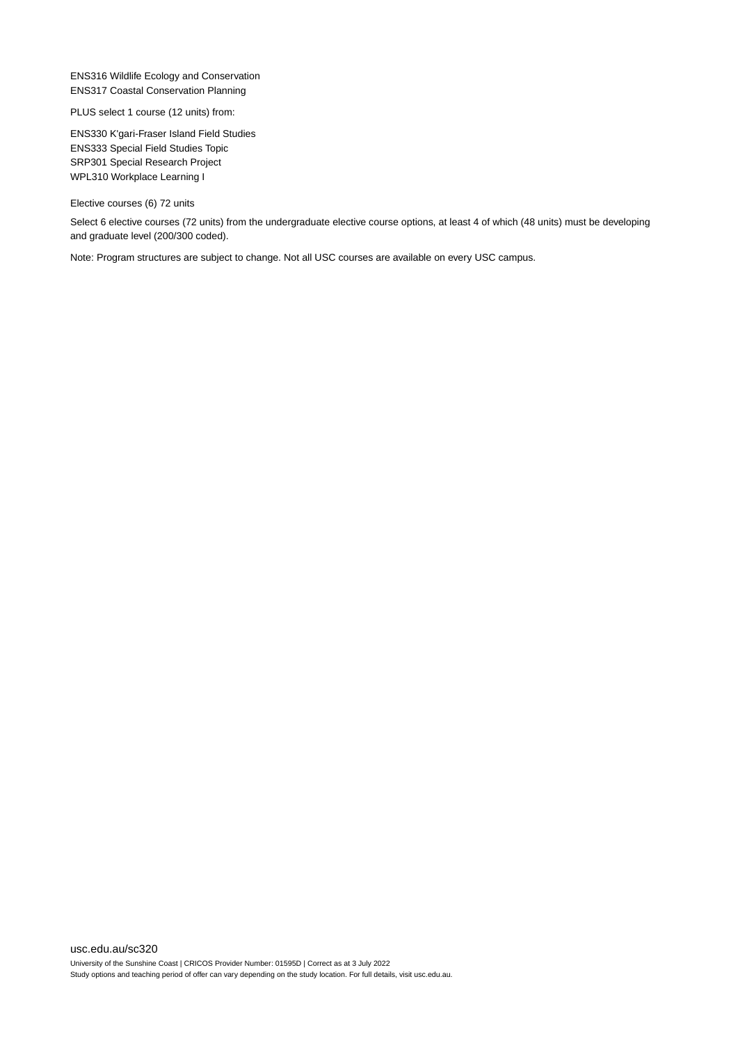ENS316 Wildlife Ecology and Conservation
ENS317 Coastal Conservation Planning

PLUS select 1 course (12 units) from:

ENS330 K'gari-Fraser Island Field Studies
ENS333 Special Field Studies Topic
SRP301 Special Research Project
WPL310 Workplace Learning I

Elective courses (6) 72 units

Select 6 elective courses (72 units) from the undergraduate elective course options, at least 4 of which (48 units) must be developing and graduate level (200/300 coded).

Note: Program structures are subject to change. Not all USC courses are available on every USC campus.

usc.edu.au/sc320

University of the Sunshine Coast | CRICOS Provider Number: 01595D | Correct as at 3 July 2022
Study options and teaching period of offer can vary depending on the study location. For full details, visit usc.edu.au.